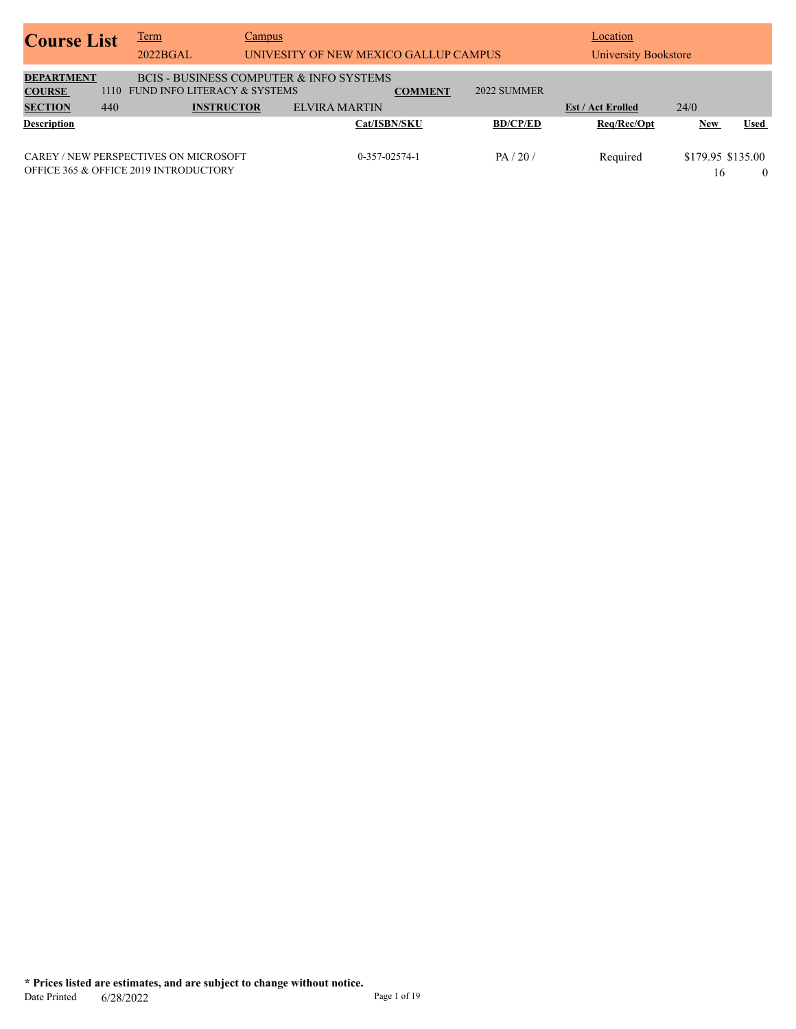# Course List

| Term | Campus | Location |
|---|---|---|
| 2022BGAL | UNIVESITY OF NEW MEXICO GALLUP CAMPUS | University Bookstore |

**DEPARTMENT** BCIS - BUSINESS COMPUTER & INFO SYSTEMS

**COURSE** 1110 FUND INFO LITERACY & SYSTEMS **COMMENT** 2022 SUMMER

**SECTION** 440 **INSTRUCTOR** ELVIRA MARTIN **Est / Act Erolled** 24/0

| Description | Cat/ISBN/SKU | BD/CP/ED | Req/Rec/Opt | New | Used |
|---|---|---|---|---|---|
| CAREY / NEW PERSPECTIVES ON MICROSOFT OFFICE 365 & OFFICE 2019 INTRODUCTORY | 0-357-02574-1 | PA / 20 / | Required | $179.95<br>16 | $135.00<br>0 |

**\* Prices listed are estimates, and are subject to change without notice.**

Date Printed 6/28/2022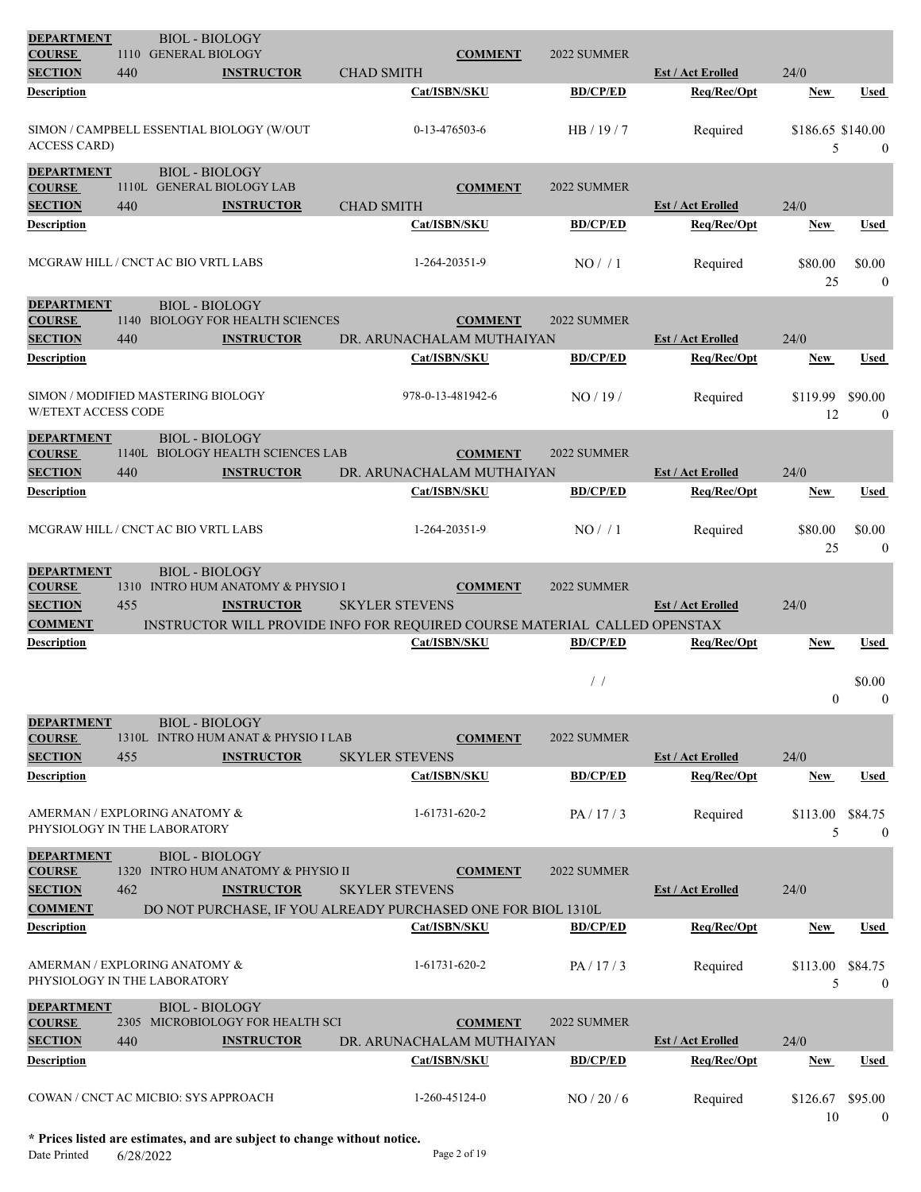| DEPARTMENT | BIOL - BIOLOGY | | | | | |
|---|---|---|---|---|---|---|
| COURSE | 1110 GENERAL BIOLOGY | COMMENT | 2022 SUMMER | | | |
| SECTION | 440 | INSTRUCTOR: CHAD SMITH | | Est / Act Enrolled | 24/0 | |
| **Description** | | **Cat/ISBN/SKU** | **BD/CP/ED** | **Req/Rec/Opt** | **New** | **Used** |
| SIMON / CAMPBELL ESSENTIAL BIOLOGY (W/OUT ACCESS CARD) | | 0-13-476503-6 | HB / 19 / 7 | Required | $186.65<br>5 | $140.00<br>0 |

| DEPARTMENT | BIOL - BIOLOGY | | | | | |
|---|---|---|---|---|---|---|
| COURSE | 1110L GENERAL BIOLOGY LAB | COMMENT | 2022 SUMMER | | | |
| SECTION | 440 | INSTRUCTOR: CHAD SMITH | | Est / Act Enrolled | 24/0 | |
| **Description** | | **Cat/ISBN/SKU** | **BD/CP/ED** | **Req/Rec/Opt** | **New** | **Used** |
| MCGRAW HILL / CNCT AC BIO VRTL LABS | | 1-264-20351-9 | NO / / 1 | Required | $80.00<br>25 | $0.00<br>0 |

| DEPARTMENT | BIOL - BIOLOGY | | | | | |
|---|---|---|---|---|---|---|
| COURSE | 1140 BIOLOGY FOR HEALTH SCIENCES | COMMENT | 2022 SUMMER | | | |
| SECTION | 440 | INSTRUCTOR: DR. ARUNACHALAM MUTHAIYAN | | Est / Act Enrolled | 24/0 | |
| **Description** | | **Cat/ISBN/SKU** | **BD/CP/ED** | **Req/Rec/Opt** | **New** | **Used** |
| SIMON / MODIFIED MASTERING BIOLOGY W/ETEXT ACCESS CODE | | 978-0-13-481942-6 | NO / 19 / | Required | $119.99<br>12 | $90.00<br>0 |

| DEPARTMENT | BIOL - BIOLOGY | | | | | |
|---|---|---|---|---|---|---|
| COURSE | 1140L BIOLOGY HEALTH SCIENCES LAB | COMMENT | 2022 SUMMER | | | |
| SECTION | 440 | INSTRUCTOR: DR. ARUNACHALAM MUTHAIYAN | | Est / Act Enrolled | 24/0 | |
| **Description** | | **Cat/ISBN/SKU** | **BD/CP/ED** | **Req/Rec/Opt** | **New** | **Used** |
| MCGRAW HILL / CNCT AC BIO VRTL LABS | | 1-264-20351-9 | NO / / 1 | Required | $80.00<br>25 | $0.00<br>0 |

| DEPARTMENT | BIOL - BIOLOGY | | | | | |
|---|---|---|---|---|---|---|
| COURSE | 1310 INTRO HUM ANATOMY & PHYSIO I | COMMENT | 2022 SUMMER | | | |
| SECTION | 455 | INSTRUCTOR: SKYLER STEVENS | | Est / Act Enrolled | 24/0 | |
| COMMENT | INSTRUCTOR WILL PROVIDE INFO FOR REQUIRED COURSE MATERIAL CALLED OPENSTAX | | | | | |
| **Description** | | **Cat/ISBN/SKU** | **BD/CP/ED** | **Req/Rec/Opt** | **New** | **Used** |
| | | | / / | | 0 | $0.00<br>0 |

| DEPARTMENT | BIOL - BIOLOGY | | | | | |
|---|---|---|---|---|---|---|
| COURSE | 1310L INTRO HUM ANAT & PHYSIO I LAB | COMMENT | 2022 SUMMER | | | |
| SECTION | 455 | INSTRUCTOR: SKYLER STEVENS | | Est / Act Enrolled | 24/0 | |
| **Description** | | **Cat/ISBN/SKU** | **BD/CP/ED** | **Req/Rec/Opt** | **New** | **Used** |
| AMERMAN / EXPLORING ANATOMY & PHYSIOLOGY IN THE LABORATORY | | 1-61731-620-2 | PA / 17 / 3 | Required | $113.00<br>5 | $84.75<br>0 |

| DEPARTMENT | BIOL - BIOLOGY | | | | | |
|---|---|---|---|---|---|---|
| COURSE | 1320 INTRO HUM ANATOMY & PHYSIO II | COMMENT | 2022 SUMMER | | | |
| SECTION | 462 | INSTRUCTOR: SKYLER STEVENS | | Est / Act Enrolled | 24/0 | |
| COMMENT | DO NOT PURCHASE, IF YOU ALREADY PURCHASED ONE FOR BIOL 1310L | | | | | |
| **Description** | | **Cat/ISBN/SKU** | **BD/CP/ED** | **Req/Rec/Opt** | **New** | **Used** |
| AMERMAN / EXPLORING ANATOMY & PHYSIOLOGY IN THE LABORATORY | | 1-61731-620-2 | PA / 17 / 3 | Required | $113.00<br>5 | $84.75<br>0 |

| DEPARTMENT | BIOL - BIOLOGY | | | | | |
|---|---|---|---|---|---|---|
| COURSE | 2305 MICROBIOLOGY FOR HEALTH SCI | COMMENT | 2022 SUMMER | | | |
| SECTION | 440 | INSTRUCTOR: DR. ARUNACHALAM MUTHAIYAN | | Est / Act Enrolled | 24/0 | |
| **Description** | | **Cat/ISBN/SKU** | **BD/CP/ED** | **Req/Rec/Opt** | **New** | **Used** |
| COWAN / CNCT AC MICBIO: SYS APPROACH | | 1-260-45124-0 | NO / 20 / 6 | Required | $126.67<br>10 | $95.00<br>0 |

**\* Prices listed are estimates, and are subject to change without notice.**

Date Printed 6/28/2022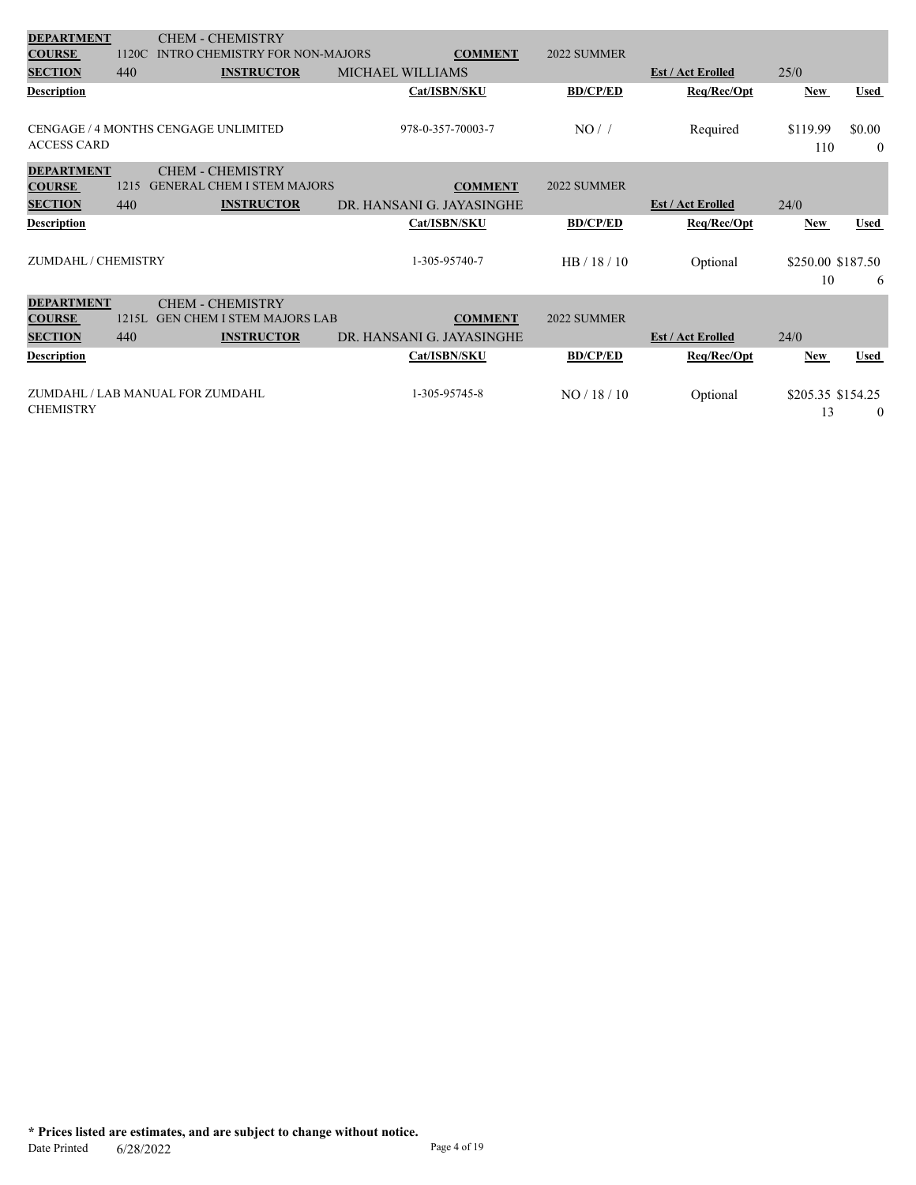| DEPARTMENT | | CHEM - CHEMISTRY | | | | | |
|---|---|---|---|---|---|---|---|
| COURSE | 1120C | INTRO CHEMISTRY FOR NON-MAJORS | COMMENT | 2022 SUMMER | | | |
| SECTION | 440 | INSTRUCTOR | MICHAEL WILLIAMS | | Est / Act Enrolled | 25/0 | |

| Description | Cat/ISBN/SKU | BD/CP/ED | Req/Rec/Opt | New | Used |
|---|---|---|---|---|---|
| CENGAGE / 4 MONTHS CENGAGE UNLIMITED ACCESS CARD | 978-0-357-70003-7 | NO / / | Required | $119.99<br>110 | $0.00<br>0 |

| DEPARTMENT | | CHEM - CHEMISTRY | | | | | |
|---|---|---|---|---|---|---|---|
| COURSE | 1215 | GENERAL CHEM I STEM MAJORS | COMMENT | 2022 SUMMER | | | |
| SECTION | 440 | INSTRUCTOR | DR. HANSANI G. JAYASINGHE | | Est / Act Enrolled | 24/0 | |

| Description | Cat/ISBN/SKU | BD/CP/ED | Req/Rec/Opt | New | Used |
|---|---|---|---|---|---|
| ZUMDAHL / CHEMISTRY | 1-305-95740-7 | HB / 18 / 10 | Optional | $250.00<br>10 | $187.50<br>6 |

| DEPARTMENT | | CHEM - CHEMISTRY | | | | | |
|---|---|---|---|---|---|---|---|
| COURSE | 1215L | GEN CHEM I STEM MAJORS LAB | COMMENT | 2022 SUMMER | | | |
| SECTION | 440 | INSTRUCTOR | DR. HANSANI G. JAYASINGHE | | Est / Act Enrolled | 24/0 | |

| Description | Cat/ISBN/SKU | BD/CP/ED | Req/Rec/Opt | New | Used |
|---|---|---|---|---|---|
| ZUMDAHL / LAB MANUAL FOR ZUMDAHL CHEMISTRY | 1-305-95745-8 | NO / 18 / 10 | Optional | $205.35<br>13 | $154.25<br>0 |

**\* Prices listed are estimates, and are subject to change without notice.**

Date Printed 6/28/2022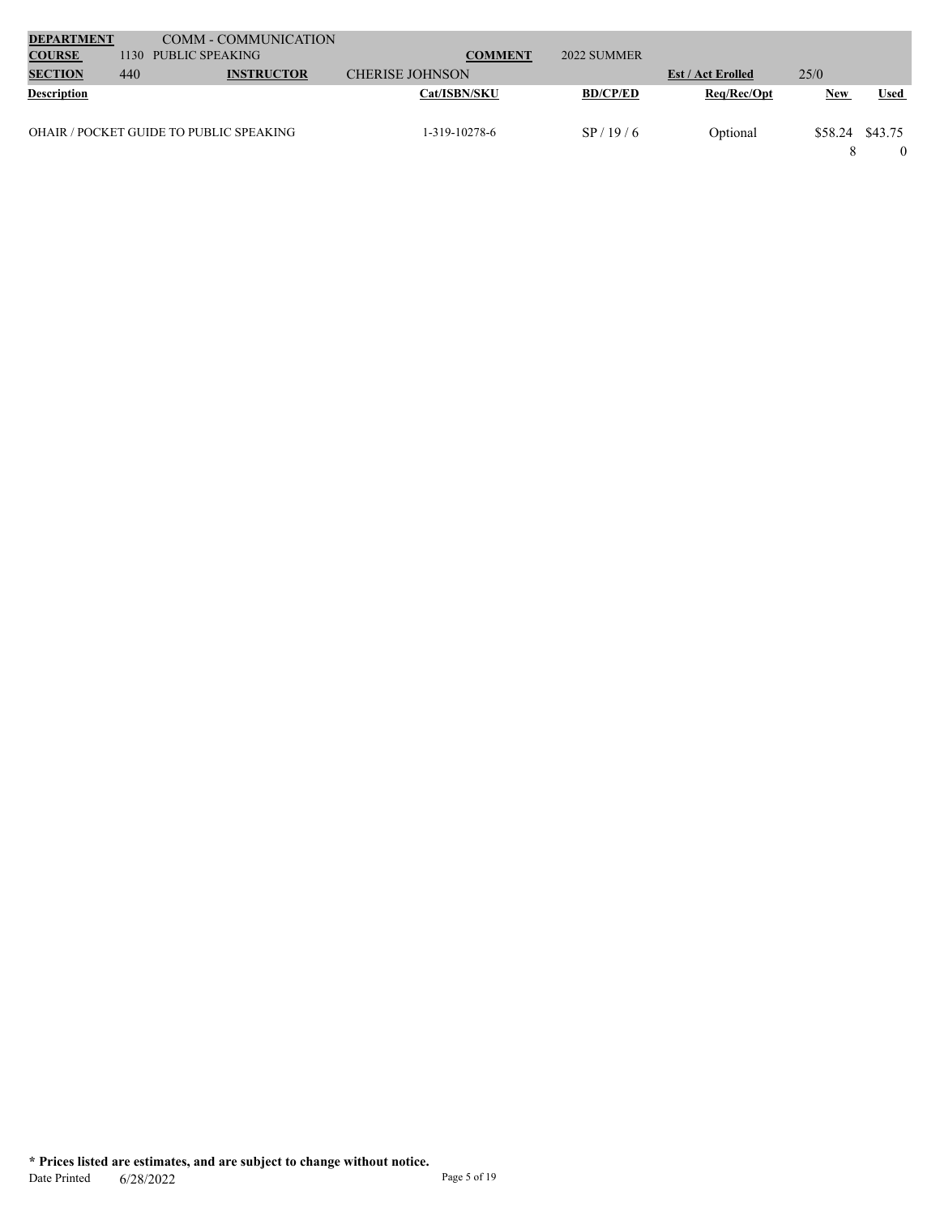| **DEPARTMENT** | | COMM - COMMUNICATION | | | | |
|---|---|---|---|---|---|---|
| **COURSE** | 1130 | PUBLIC SPEAKING | **COMMENT** | 2022 SUMMER | | |
| **SECTION** | 440 | **INSTRUCTOR** | CHERISE JOHNSON | | **Est / Act Enrolled** | 25/0 |

| **Description** | **Cat/ISBN/SKU** | **BD/CP/ED** | **Req/Rec/Opt** | **New** | **Used** |
|---|---|---|---|---|---|
| OHAIR / POCKET GUIDE TO PUBLIC SPEAKING | 1-319-10278-6 | SP / 19 / 6 | Optional | $58.24<br>8 | $43.75<br>0 |

**\* Prices listed are estimates, and are subject to change without notice.**

Date Printed 6/28/2022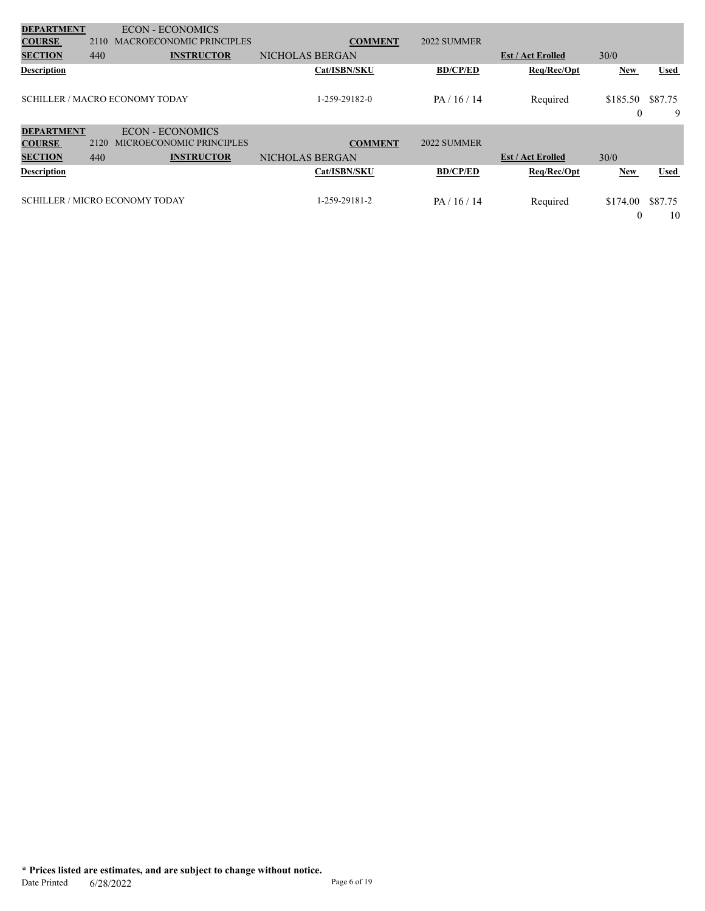| DEPARTMENT | | ECON - ECONOMICS | | | | | |
|---|---|---|---|---|---|---|---|
| COURSE | 2110 | MACROECONOMIC PRINCIPLES | COMMENT | 2022 SUMMER | | | |
| SECTION | 440 | INSTRUCTOR | NICHOLAS BERGAN | | Est / Act Erolled | 30/0 | |
| Description | | | Cat/ISBN/SKU | BD/CP/ED | Req/Rec/Opt | New | Used |
| SCHILLER / MACRO ECONOMY TODAY | | | 1-259-29182-0 | PA / 16 / 14 | Required | \$185.50 | \$87.75 |
| | | | | | | 0 | 9 |

| DEPARTMENT | | ECON - ECONOMICS | | | | | |
|---|---|---|---|---|---|---|---|
| COURSE | 2120 | MICROECONOMIC PRINCIPLES | COMMENT | 2022 SUMMER | | | |
| SECTION | 440 | INSTRUCTOR | NICHOLAS BERGAN | | Est / Act Erolled | 30/0 | |
| Description | | | Cat/ISBN/SKU | BD/CP/ED | Req/Rec/Opt | New | Used |
| SCHILLER / MICRO ECONOMY TODAY | | | 1-259-29181-2 | PA / 16 / 14 | Required | \$174.00 | \$87.75 |
| | | | | | | 0 | 10 |

**\* Prices listed are estimates, and are subject to change without notice.**

Date Printed 6/28/2022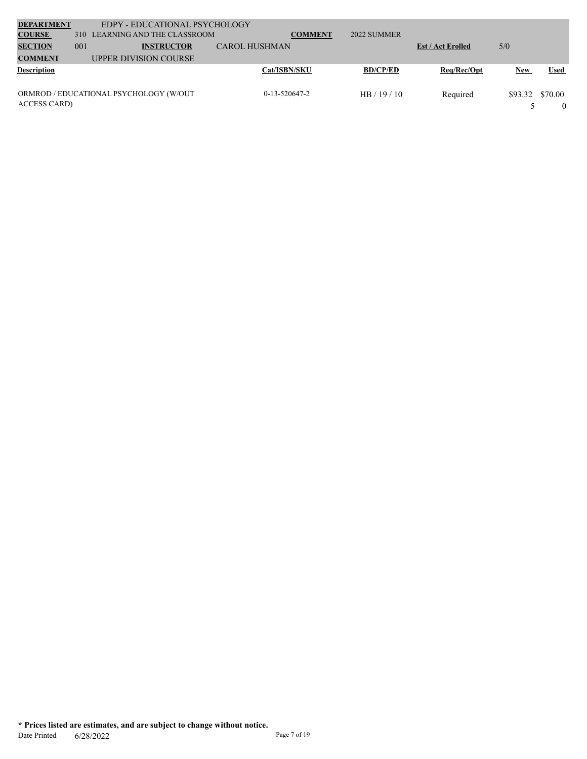| **DEPARTMENT** | EDPY - EDUCATIONAL PSYCHOLOGY | | | | |
|---|---|---|---|---|---|
| **COURSE** | 310 LEARNING AND THE CLASSROOM | **COMMENT** | 2022 SUMMER | | |
| **SECTION** | 001 | **INSTRUCTOR** | CAROL HUSHMAN | **Est / Act Erolled** | 5/0 |
| **COMMENT** | UPPER DIVISION COURSE | | | | |

| Description | Cat/ISBN/SKU | BD/CP/ED | Req/Rec/Opt | New | Used |
|---|---|---|---|---|---|
| ORMROD / EDUCATIONAL PSYCHOLOGY (W/OUT ACCESS CARD) | 0-13-520647-2 | HB / 19 / 10 | Required | $93.325 | $70.000 |

**\* Prices listed are estimates, and are subject to change without notice.**

Date Printed 6/28/2022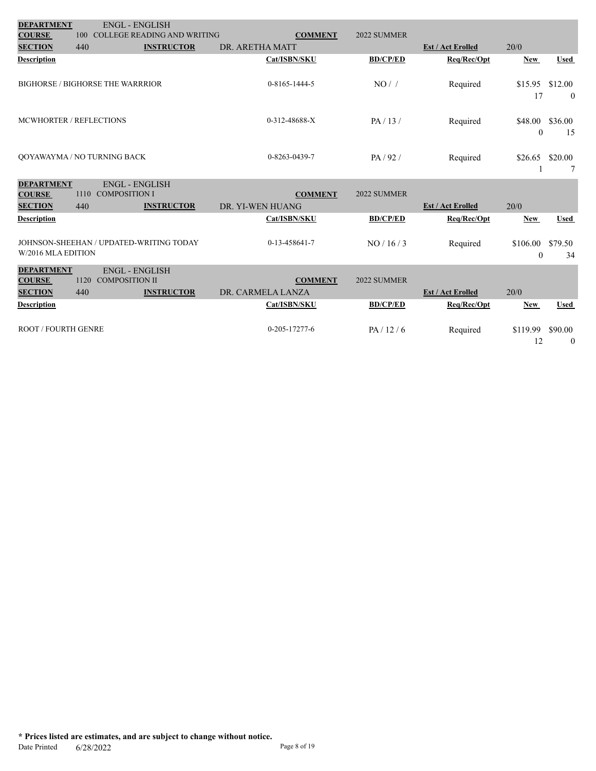| **DEPARTMENT** | ENGL - ENGLISH | | | | | |
|---|---|---|---|---|---|---|
| **COURSE** | 100 COLLEGE READING AND WRITING | **COMMENT** | 2022 SUMMER | | | |
| **SECTION** | 440 | **INSTRUCTOR** DR. ARETHA MATT | | **Est / Act Erolled** | 20/0 | |
| **Description** | | **Cat/ISBN/SKU** | **BD/CP/ED** | **Req/Rec/Opt** | **New** | **Used** |
| BIGHORSE / BIGHORSE THE WARRRIOR | | 0-8165-1444-5 | NO / / | Required | $15.95<br>17 | $12.00<br>0 |
| MCWHORTER / REFLECTIONS | | 0-312-48688-X | PA / 13 / | Required | $48.00<br>0 | $36.00<br>15 |
| QOYAWAYMA / NO TURNING BACK | | 0-8263-0439-7 | PA / 92 / | Required | $26.65<br>1 | $20.00<br>7 |

| **DEPARTMENT** | ENGL - ENGLISH | | | | | |
|---|---|---|---|---|---|---|
| **COURSE** | 1110 COMPOSITION I | **COMMENT** | 2022 SUMMER | | | |
| **SECTION** | 440 | **INSTRUCTOR** DR. YI-WEN HUANG | | **Est / Act Erolled** | 20/0 | |
| **Description** | | **Cat/ISBN/SKU** | **BD/CP/ED** | **Req/Rec/Opt** | **New** | **Used** |
| JOHNSON-SHEEHAN / UPDATED-WRITING TODAY W/2016 MLA EDITION | | 0-13-458641-7 | NO / 16 / 3 | Required | $106.00<br>0 | $79.50<br>34 |

| **DEPARTMENT** | ENGL - ENGLISH | | | | | |
|---|---|---|---|---|---|---|
| **COURSE** | 1120 COMPOSITION II | **COMMENT** | 2022 SUMMER | | | |
| **SECTION** | 440 | **INSTRUCTOR** DR. CARMELA LANZA | | **Est / Act Erolled** | 20/0 | |
| **Description** | | **Cat/ISBN/SKU** | **BD/CP/ED** | **Req/Rec/Opt** | **New** | **Used** |
| ROOT / FOURTH GENRE | | 0-205-17277-6 | PA / 12 / 6 | Required | $119.99<br>12 | $90.00<br>0 |

**\* Prices listed are estimates, and are subject to change without notice.**

Date Printed 6/28/2022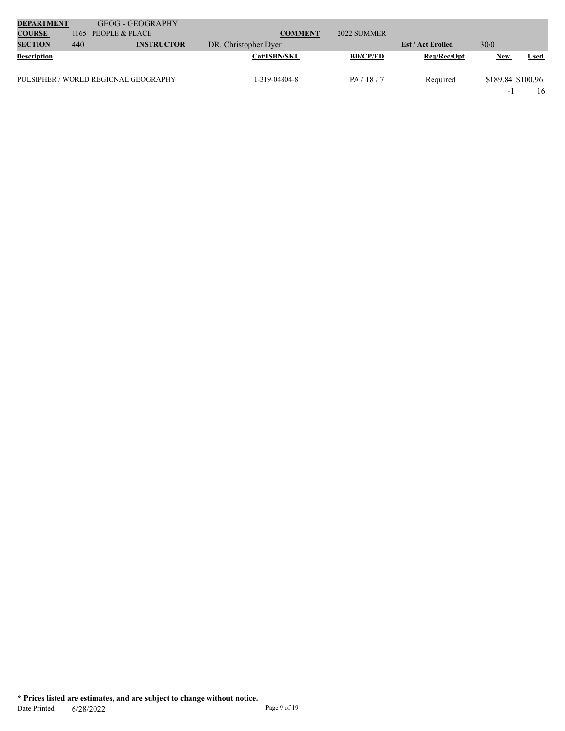| DEPARTMENT | GEOG - GEOGRAPHY | | | | |
|---|---|---|---|---|---|
| COURSE | 1165 PEOPLE & PLACE | COMMENT | 2022 SUMMER | | |
| SECTION | 440 | INSTRUCTOR | DR. Christopher Dyer | Est / Act Erolled | 30/0 |

| Description | Cat/ISBN/SKU | BD/CP/ED | Req/Rec/Opt | New | Used |
|---|---|---|---|---|---|
| PULSIPHER / WORLD REGIONAL GEOGRAPHY | 1-319-04804-8 | PA / 18 / 7 | Required | $189.84 | $100.96 |
| | | | | -1 | 16 |

**\* Prices listed are estimates, and are subject to change without notice.**

Date Printed 6/28/2022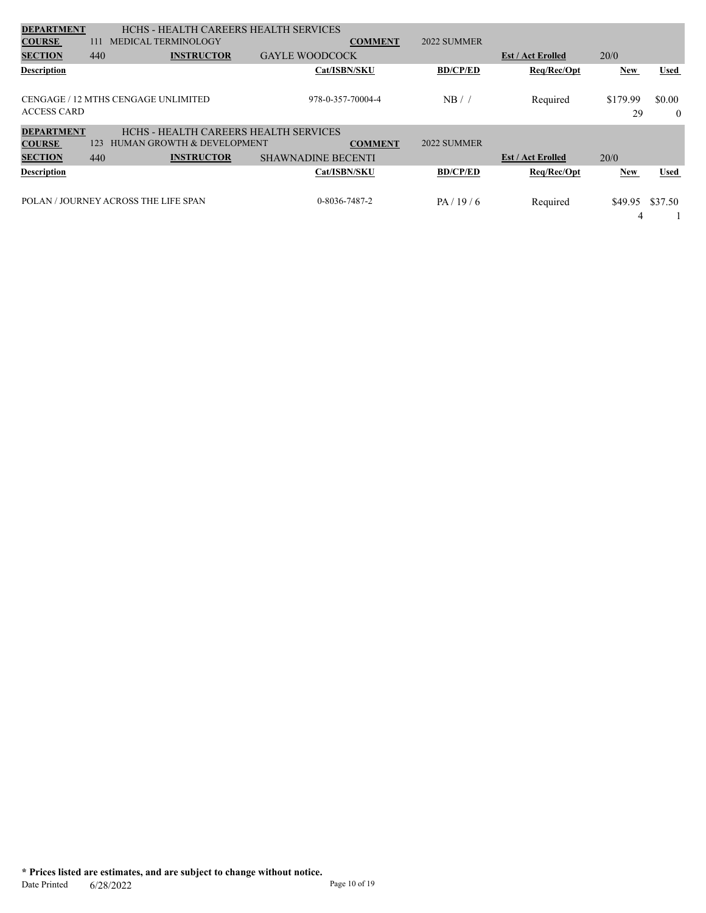| **DEPARTMENT** | HCHS - HEALTH CAREERS HEALTH SERVICES | | | | | |
|---|---|---|---|---|---|---|
| **COURSE** | 111 MEDICAL TERMINOLOGY | **COMMENT** | 2022 SUMMER | | | |
| **SECTION** | 440 **INSTRUCTOR** | GAYLE WOODCOCK | | **Est / Act Erolled** | 20/0 | |
| **Description** | | **Cat/ISBN/SKU** | **BD/CP/ED** | **Req/Rec/Opt** | **New** | **Used** |
| CENGAGE / 12 MTHS CENGAGE UNLIMITED ACCESS CARD | | 978-0-357-70004-4 | NB / / | Required | $179.99<br>29 | $0.00<br>0 |

| **DEPARTMENT** | HCHS - HEALTH CAREERS HEALTH SERVICES | | | | | |
|---|---|---|---|---|---|---|
| **COURSE** | 123 HUMAN GROWTH & DEVELOPMENT | **COMMENT** | 2022 SUMMER | | | |
| **SECTION** | 440 **INSTRUCTOR** | SHAWNADINE BECENTI | | **Est / Act Erolled** | 20/0 | |
| **Description** | | **Cat/ISBN/SKU** | **BD/CP/ED** | **Req/Rec/Opt** | **New** | **Used** |
| POLAN / JOURNEY ACROSS THE LIFE SPAN | | 0-8036-7487-2 | PA / 19 / 6 | Required | $49.95<br>4 | $37.50<br>1 |

**\* Prices listed are estimates, and are subject to change without notice.**

Date Printed 6/28/2022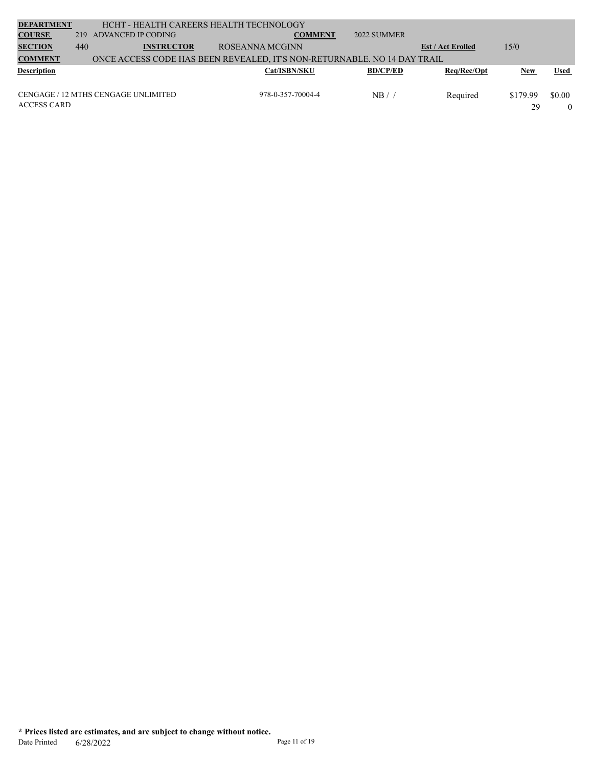| **DEPARTMENT** | HCHT - HEALTH CAREERS HEALTH TECHNOLOGY | | | | |
|---|---|---|---|---|---|
| **COURSE** | 219 ADVANCED IP CODING | **COMMENT** | 2022 SUMMER | | |
| **SECTION** | 440 | **INSTRUCTOR** | ROSEANNA MCGINN | **Est / Act Enrolled** | 15/0 |
| **COMMENT** | ONCE ACCESS CODE HAS BEEN REVEALED, IT'S NON-RETURNABLE. NO 14 DAY TRAIL | | | | |

| Description | Cat/ISBN/SKU | BD/CP/ED | Req/Rec/Opt | New | Used |
|---|---|---|---|---|---|
| CENGAGE / 12 MTHS CENGAGE UNLIMITED ACCESS CARD | 978-0-357-70004-4 | NB / / | Required | $179.99<br>29 | $0.00<br>0 |

**\* Prices listed are estimates, and are subject to change without notice.**

Date Printed 6/28/2022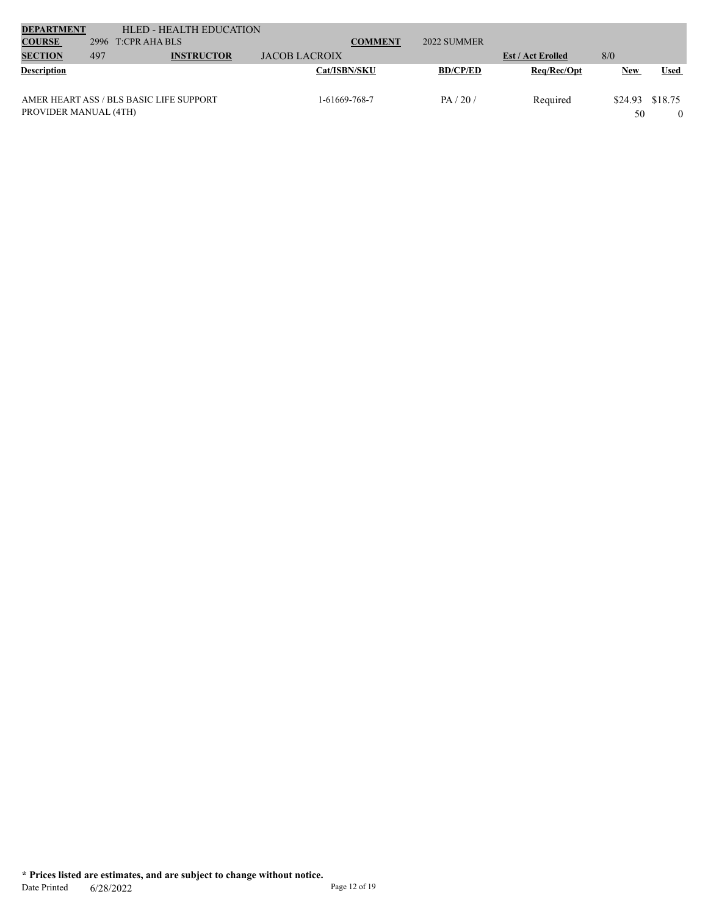| **DEPARTMENT** | HLED - HEALTH EDUCATION | | | | | |
|---|---|---|---|---|---|---|
| **COURSE** | 2996 T:CPR AHA BLS | | **COMMENT** | 2022 SUMMER | | |
| **SECTION** | 497 | **INSTRUCTOR** | JACOB LACROIX | | **Est / Act Enrolled** | 8/0 |

| **Description** | **Cat/ISBN/SKU** | **BD/CP/ED** | **Req/Rec/Opt** | **New** | **Used** |
|---|---|---|---|---|---|
| AMER HEART ASS / BLS BASIC LIFE SUPPORT PROVIDER MANUAL (4TH) | 1-61669-768-7 | PA / 20 / | Required | $24.93 50 | $18.75 0 |

**\* Prices listed are estimates, and are subject to change without notice.**

Date Printed 6/28/2022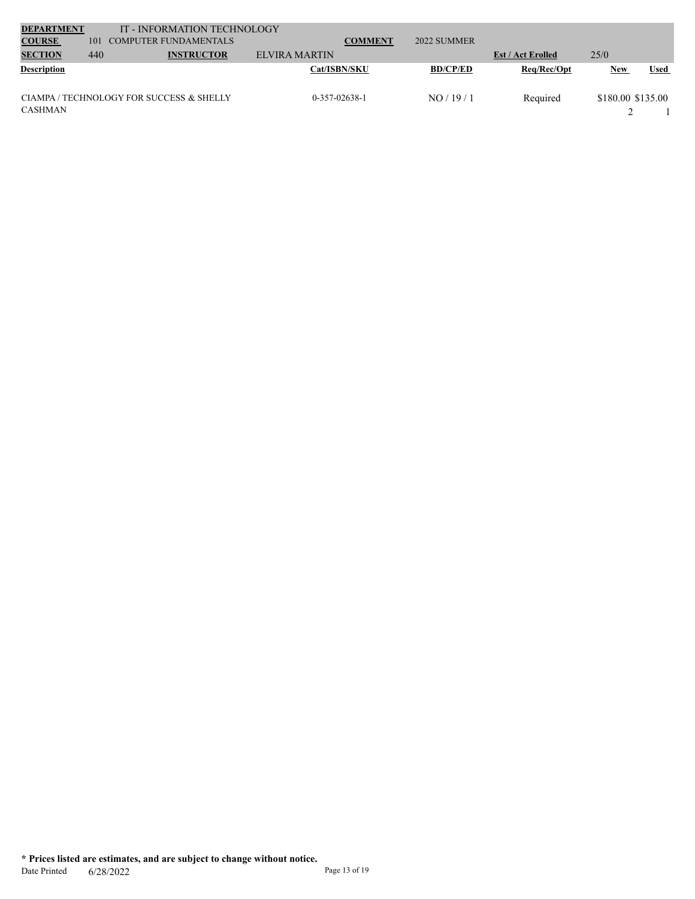| **DEPARTMENT** | IT - INFORMATION TECHNOLOGY | | | | | |
|---|---|---|---|---|---|---|
| **COURSE** | 101 COMPUTER FUNDAMENTALS | **COMMENT** | 2022 SUMMER | | | |
| **SECTION** | 440 | **INSTRUCTOR** | ELVIRA MARTIN | **Est / Act Erolled** | 25/0 | |

| Description | Cat/ISBN/SKU | BD/CP/ED | Req/Rec/Opt | New | Used |
|---|---|---|---|---|---|
| CIAMPA / TECHNOLOGY FOR SUCCESS & SHELLY CASHMAN | 0-357-02638-1 | NO / 19 / 1 | Required | $180.00<br>2 | $135.00<br>1 |

**\* Prices listed are estimates, and are subject to change without notice.**

Date Printed 6/28/2022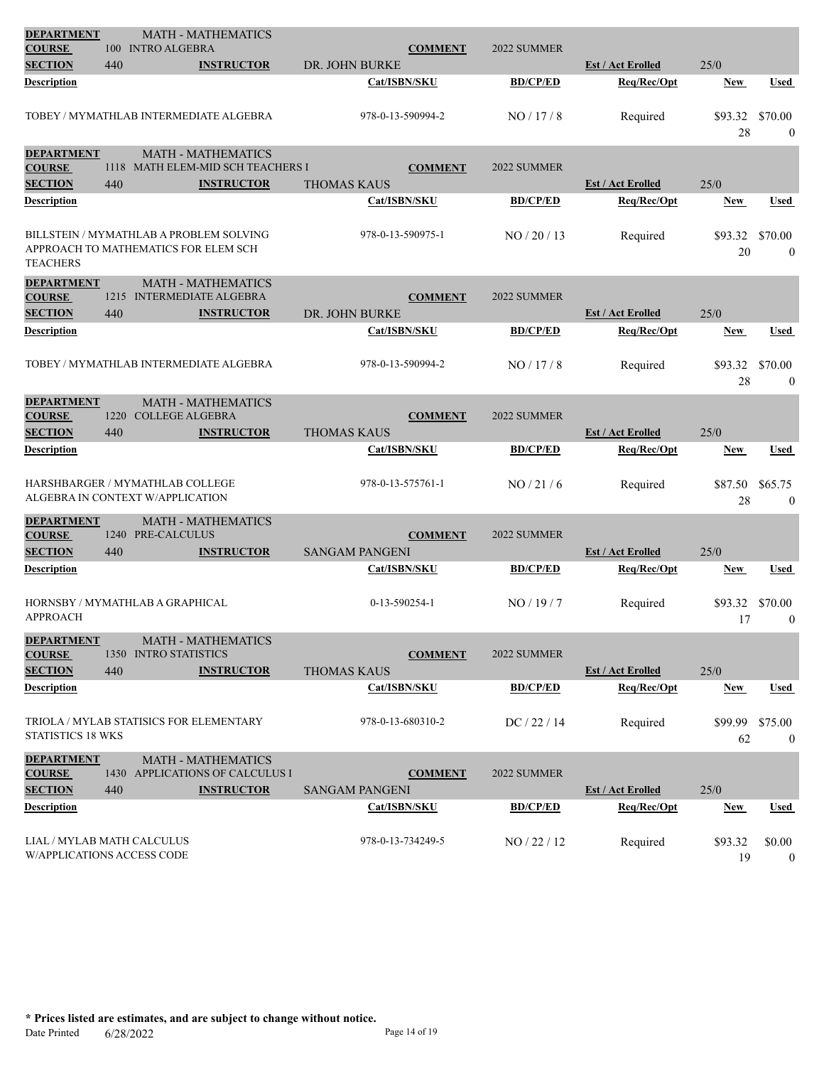| **DEPARTMENT** | MATH - MATHEMATICS | | | | | |
|---|---|---|---|---|---|---|
| **COURSE** | 100 INTRO ALGEBRA | | **COMMENT** | 2022 SUMMER | | |
| **SECTION** | 440 | **INSTRUCTOR** | DR. JOHN BURKE | | **Est / Act Erolled** | 25/0 |
| **Description** | | **Cat/ISBN/SKU** | **BD/CP/ED** | **Req/Rec/Opt** | **New** | **Used** |
| TOBEY / MYMATHLAB INTERMEDIATE ALGEBRA | | 978-0-13-590994-2 | NO / 17 / 8 | Required | $93.32 28 | $70.00 0 |

| **DEPARTMENT** | MATH - MATHEMATICS | | | | | |
|---|---|---|---|---|---|---|
| **COURSE** | 1118 MATH ELEM-MID SCH TEACHERS I | | **COMMENT** | 2022 SUMMER | | |
| **SECTION** | 440 | **INSTRUCTOR** | THOMAS KAUS | | **Est / Act Erolled** | 25/0 |
| **Description** | | **Cat/ISBN/SKU** | **BD/CP/ED** | **Req/Rec/Opt** | **New** | **Used** |
| BILLSTEIN / MYMATHLAB A PROBLEM SOLVING APPROACH TO MATHEMATICS FOR ELEM SCH TEACHERS | | 978-0-13-590975-1 | NO / 20 / 13 | Required | $93.32 20 | $70.00 0 |

| **DEPARTMENT** | MATH - MATHEMATICS | | | | | |
|---|---|---|---|---|---|---|
| **COURSE** | 1215 INTERMEDIATE ALGEBRA | | **COMMENT** | 2022 SUMMER | | |
| **SECTION** | 440 | **INSTRUCTOR** | DR. JOHN BURKE | | **Est / Act Erolled** | 25/0 |
| **Description** | | **Cat/ISBN/SKU** | **BD/CP/ED** | **Req/Rec/Opt** | **New** | **Used** |
| TOBEY / MYMATHLAB INTERMEDIATE ALGEBRA | | 978-0-13-590994-2 | NO / 17 / 8 | Required | $93.32 28 | $70.00 0 |

| **DEPARTMENT** | MATH - MATHEMATICS | | | | | |
|---|---|---|---|---|---|---|
| **COURSE** | 1220 COLLEGE ALGEBRA | | **COMMENT** | 2022 SUMMER | | |
| **SECTION** | 440 | **INSTRUCTOR** | THOMAS KAUS | | **Est / Act Erolled** | 25/0 |
| **Description** | | **Cat/ISBN/SKU** | **BD/CP/ED** | **Req/Rec/Opt** | **New** | **Used** |
| HARSHBARGER / MYMATHLAB COLLEGE ALGEBRA IN CONTEXT W/APPLICATION | | 978-0-13-575761-1 | NO / 21 / 6 | Required | $87.50 28 | $65.75 0 |

| **DEPARTMENT** | MATH - MATHEMATICS | | | | | |
|---|---|---|---|---|---|---|
| **COURSE** | 1240 PRE-CALCULUS | | **COMMENT** | 2022 SUMMER | | |
| **SECTION** | 440 | **INSTRUCTOR** | SANGAM PANGENI | | **Est / Act Erolled** | 25/0 |
| **Description** | | **Cat/ISBN/SKU** | **BD/CP/ED** | **Req/Rec/Opt** | **New** | **Used** |
| HORNSBY / MYMATHLAB A GRAPHICAL APPROACH | | 0-13-590254-1 | NO / 19 / 7 | Required | $93.32 17 | $70.00 0 |

| **DEPARTMENT** | MATH - MATHEMATICS | | | | | |
|---|---|---|---|---|---|---|
| **COURSE** | 1350 INTRO STATISTICS | | **COMMENT** | 2022 SUMMER | | |
| **SECTION** | 440 | **INSTRUCTOR** | THOMAS KAUS | | **Est / Act Erolled** | 25/0 |
| **Description** | | **Cat/ISBN/SKU** | **BD/CP/ED** | **Req/Rec/Opt** | **New** | **Used** |
| TRIOLA / MYLAB STATISICS FOR ELEMENTARY STATISTICS 18 WKS | | 978-0-13-680310-2 | DC / 22 / 14 | Required | $99.99 62 | $75.00 0 |

| **DEPARTMENT** | MATH - MATHEMATICS | | | | | |
|---|---|---|---|---|---|---|
| **COURSE** | 1430 APPLICATIONS OF CALCULUS I | | **COMMENT** | 2022 SUMMER | | |
| **SECTION** | 440 | **INSTRUCTOR** | SANGAM PANGENI | | **Est / Act Erolled** | 25/0 |
| **Description** | | **Cat/ISBN/SKU** | **BD/CP/ED** | **Req/Rec/Opt** | **New** | **Used** |
| LIAL / MYLAB MATH CALCULUS W/APPLICATIONS ACCESS CODE | | 978-0-13-734249-5 | NO / 22 / 12 | Required | $93.32 19 | $0.00 0 |

**\* Prices listed are estimates, and are subject to change without notice.**

Date Printed 6/28/2022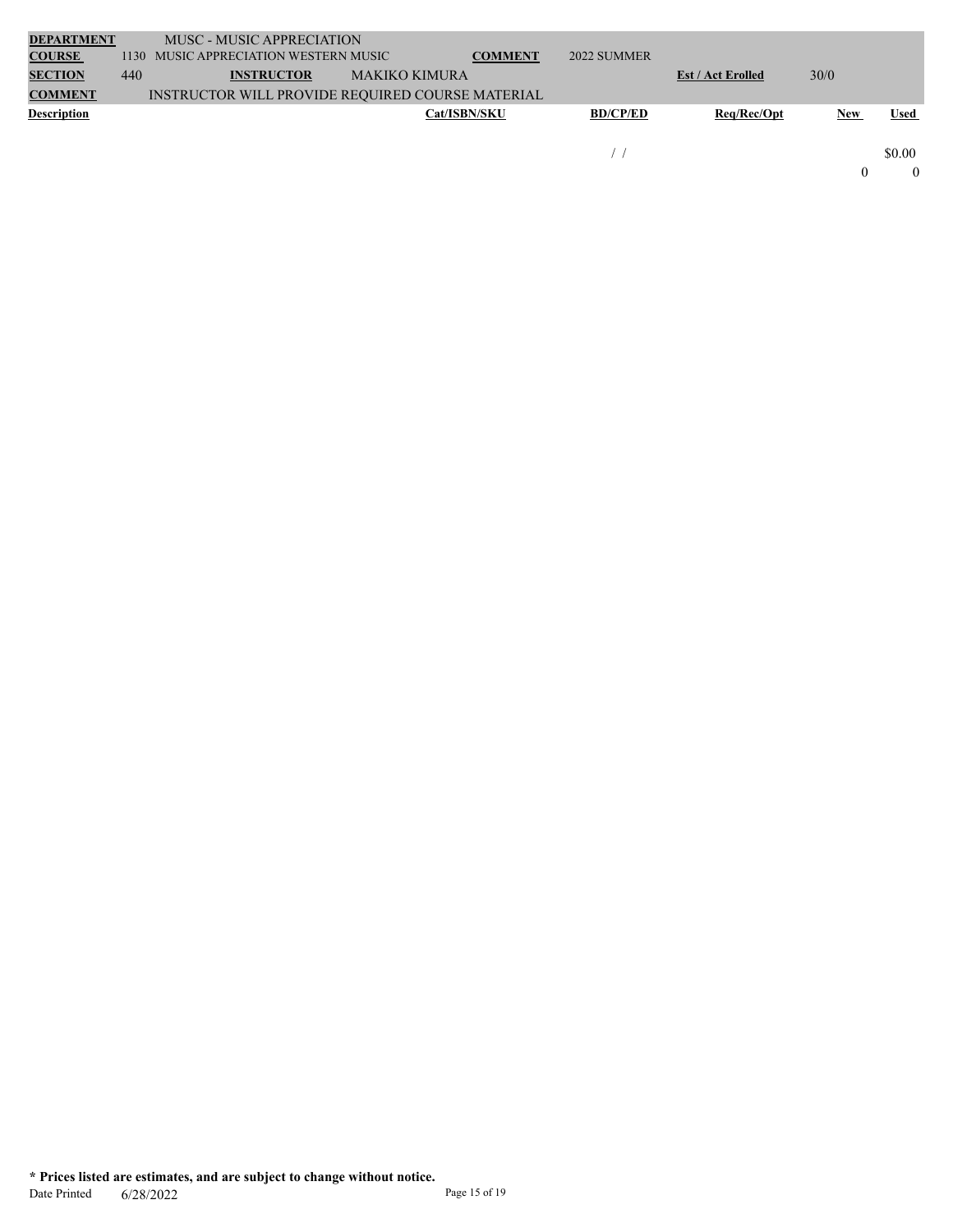| **DEPARTMENT** | MUSC - MUSIC APPRECIATION | | | | | |
|---|---|---|---|---|---|---|
| **COURSE** | 1130 MUSIC APPRECIATION WESTERN MUSIC | **COMMENT** | 2022 SUMMER | | | |
| **SECTION** | 440 **INSTRUCTOR** MAKIKO KIMURA | | | **Est / Act Erolled** | 30/0 | |
| **COMMENT** | INSTRUCTOR WILL PROVIDE REQUIRED COURSE MATERIAL | | | | | |
| **Description** | | **Cat/ISBN/SKU** | **BD/CP/ED** | **Req/Rec/Opt** | **New** | **Used** |
| | | | / / | | | $0.00 |
| | | | | | 0 | 0 |

**\* Prices listed are estimates, and are subject to change without notice.**

Date Printed 6/28/2022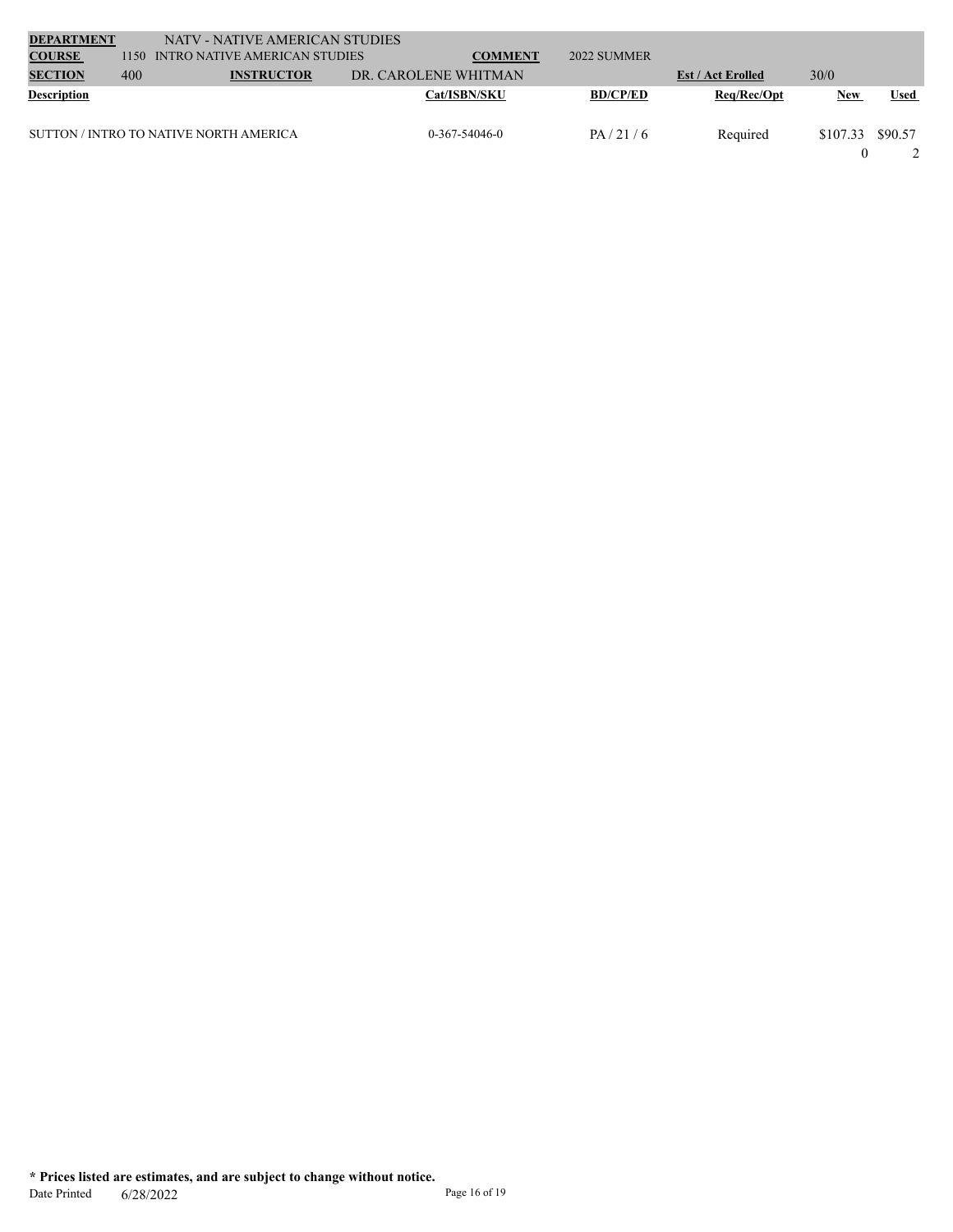| DEPARTMENT | NATV - NATIVE AMERICAN STUDIES | | | | | |
|---|---|---|---|---|---|---|
| **COURSE** | 1150 INTRO NATIVE AMERICAN STUDIES | **COMMENT** | 2022 SUMMER | | | |
| **SECTION** | 400 | **INSTRUCTOR** | DR. CAROLENE WHITMAN | **Est / Act Erolled** | 30/0 | |

| Description | Cat/ISBN/SKU | BD/CP/ED | Req/Rec/Opt | New | Used |
|---|---|---|---|---|---|
| SUTTON / INTRO TO NATIVE NORTH AMERICA | 0-367-54046-0 | PA / 21 / 6 | Required | $107.33<br>0 | $90.57<br>2 |

**\* Prices listed are estimates, and are subject to change without notice.**

Date Printed 6/28/2022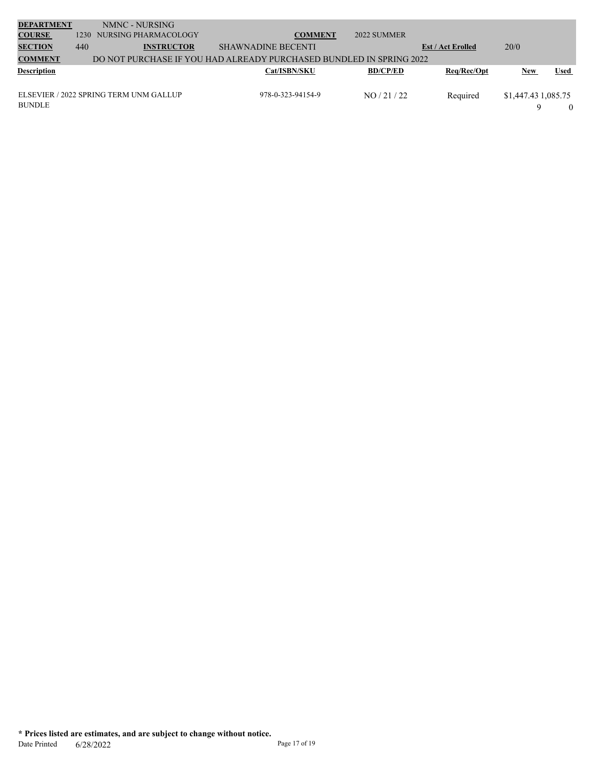| **DEPARTMENT** | NMNC - NURSING | | | |
|---|---|---|---|---|
| **COURSE** | 1230 NURSING PHARMACOLOGY | **COMMENT** | 2022 SUMMER | |
| **SECTION** | 440 | **INSTRUCTOR** | SHAWNADINE BECENTI | **Est / Act Erolled** 20/0 |
| **COMMENT** | DO NOT PURCHASE IF YOU HAD ALREADY PURCHASED BUNDLED IN SPRING 2022 | | | |

| Description | Cat/ISBN/SKU | BD/CP/ED | Req/Rec/Opt | New | Used |
|---|---|---|---|---|---|
| ELSEVIER / 2022 SPRING TERM UNM GALLUP BUNDLE | 978-0-323-94154-9 | NO / 21 / 22 | Required | $1,447.439 | 1,085.750 |

**\* Prices listed are estimates, and are subject to change without notice.**

Date Printed 6/28/2022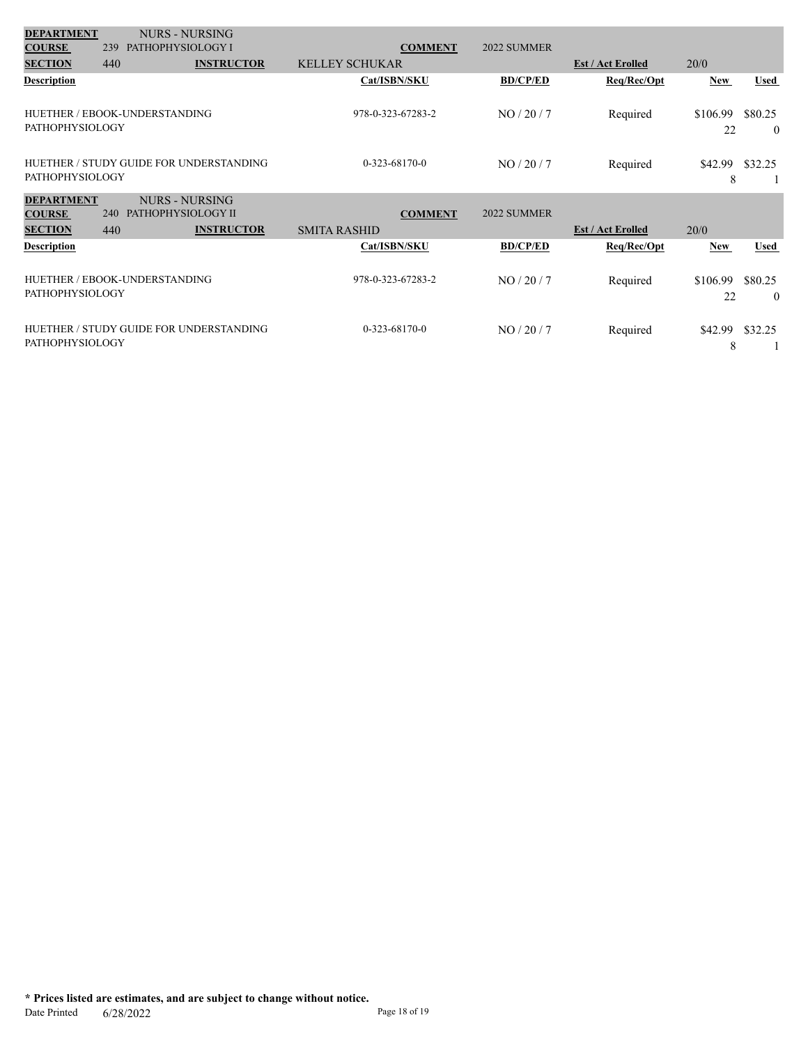| **DEPARTMENT** | NURS - NURSING | | | | | |
|---|---|---|---|---|---|---|
| **COURSE** | 239 PATHOPHYSIOLOGY I | **COMMENT** | 2022 SUMMER | | | |
| **SECTION** | 440 **INSTRUCTOR** | KELLEY SCHUKAR | | **Est / Act Erolled** | 20/0 | |
| **Description** | | **Cat/ISBN/SKU** | **BD/CP/ED** | **Req/Rec/Opt** | **New** | **Used** |
| HUETHER / EBOOK-UNDERSTANDING PATHOPHYSIOLOGY | | 978-0-323-67283-2 | NO / 20 / 7 | Required | $106.99<br>22 | $80.25<br>0 |
| HUETHER / STUDY GUIDE FOR UNDERSTANDING PATHOPHYSIOLOGY | | 0-323-68170-0 | NO / 20 / 7 | Required | $42.99<br>8 | $32.25<br>1 |

| **DEPARTMENT** | NURS - NURSING | | | | | |
|---|---|---|---|---|---|---|
| **COURSE** | 240 PATHOPHYSIOLOGY II | **COMMENT** | 2022 SUMMER | | | |
| **SECTION** | 440 **INSTRUCTOR** | SMITA RASHID | | **Est / Act Erolled** | 20/0 | |
| **Description** | | **Cat/ISBN/SKU** | **BD/CP/ED** | **Req/Rec/Opt** | **New** | **Used** |
| HUETHER / EBOOK-UNDERSTANDING PATHOPHYSIOLOGY | | 978-0-323-67283-2 | NO / 20 / 7 | Required | $106.99<br>22 | $80.25<br>0 |
| HUETHER / STUDY GUIDE FOR UNDERSTANDING PATHOPHYSIOLOGY | | 0-323-68170-0 | NO / 20 / 7 | Required | $42.99<br>8 | $32.25<br>1 |

**\* Prices listed are estimates, and are subject to change without notice.**

Date Printed 6/28/2022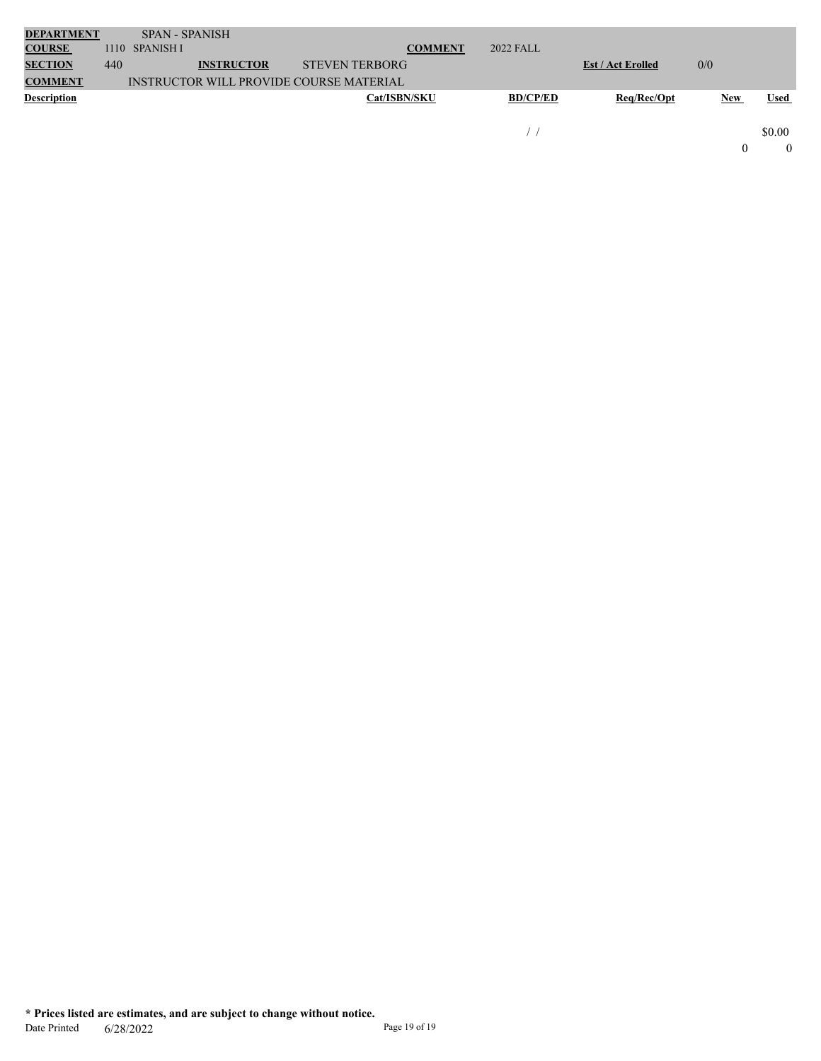| | | | | | | | |
|---|---|---|---|---|---|---|---|
| **DEPARTMENT** | SPAN - SPANISH | | | | | | |
| **COURSE** | 1110 SPANISH I | | **COMMENT** | 2022 FALL | | | |
| **SECTION** | 440 | **INSTRUCTOR** | STEVEN TERBORG | | **Est / Act Erolled** | 0/0 | |
| **COMMENT** | INSTRUCTOR WILL PROVIDE COURSE MATERIAL | | | | | | |

| Description | Cat/ISBN/SKU | BD/CP/ED | Req/Rec/Opt | New | Used |
|---|---|---|---|---|---|
| | | / / | | | $0.00 |
| | | | | 0 | 0 |

**\* Prices listed are estimates, and are subject to change without notice.**

Date Printed 6/28/2022